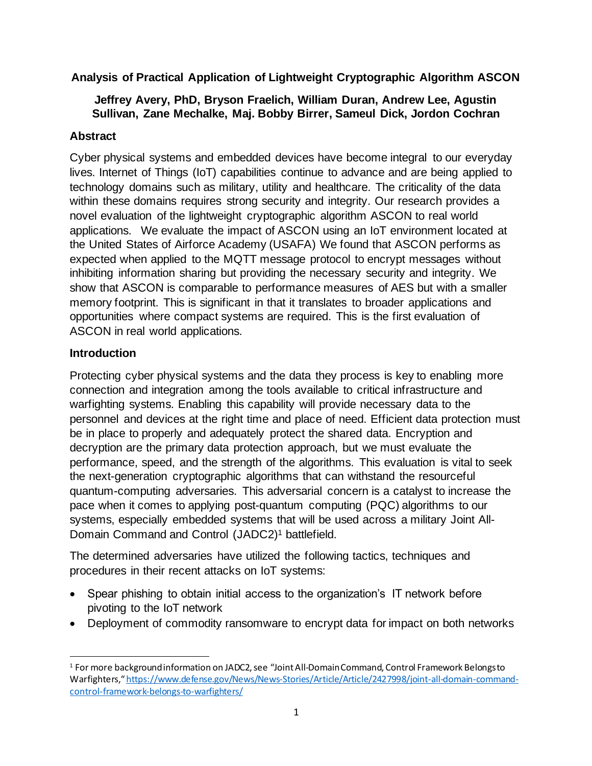# Analysis of Practical Application of Lightweight Cryptographic Algorithm ASCON

**Jeffrey Avery, PhD, Bryson Fraelich, William Duran, Andrew Lee, Agustin Sullivan, Zane Mechalke, Maj. Bobby Birrer, Sameul Dick, Jordon Cochran**

## Abstract

Cyber physical systems and embedded devices have become integral to our everyday lives. Internet of Things (IoT) capabilities continue to advance and are being applied to technology domains such as military, utility and healthcare. The criticality of the data within these domains requires strong security and integrity. Our research provides a novel evaluation of the lightweight cryptographic algorithm ASCON to real world applications. We evaluate the impact of ASCON using an IoT environment located at the United States of Airforce Academy (USAFA) We found that ASCON performs as expected when applied to the MQTT message protocol to encrypt messages without inhibiting information sharing but providing the necessary security and integrity. We show that ASCON is comparable to performance measures of AES but with a smaller memory footprint. This is significant in that it translates to broader applications and opportunities where compact systems are required. This is the first evaluation of ASCON in real world applications.

## Introduction

Protecting cyber physical systems and the data they process is key to enabling more connection and integration among the tools available to critical infrastructure and warfighting systems. Enabling this capability will provide necessary data to the personnel and devices at the right time and place of need. Efficient data protection must be in place to properly and adequately protect the shared data. Encryption and decryption are the primary data protection approach, but we must evaluate the performance, speed, and the strength of the algorithms. This evaluation is vital to seek the next-generation cryptographic algorithms that can withstand the resourceful quantum-computing adversaries. This adversarial concern is a catalyst to increase the pace when it comes to applying post-quantum computing (PQC) algorithms to our systems, especially embedded systems that will be used across a military Joint All-Domain Command and Control (JADC2)[1] battlefield.

The determined adversaries have utilized the following tactics, techniques and procedures in their recent attacks on IoT systems:

- Spear phishing to obtain initial access to the organization's IT network before pivoting to the IoT network
- Deployment of commodity ransomware to encrypt data for impact on both networks

---

[1] For more background information on JADC2, see "Joint All-Domain Command, Control Framework Belongs to Warfighters," https://www.defense.gov/News/News-Stories/Article/Article/2427998/joint-all-domain-command-control-framework-belongs-to-warfighters/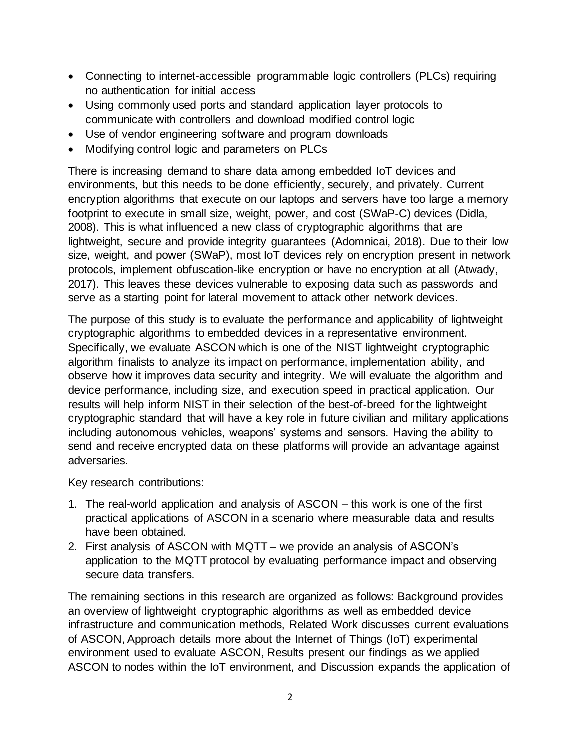- Connecting to internet-accessible programmable logic controllers (PLCs) requiring no authentication for initial access
- Using commonly used ports and standard application layer protocols to communicate with controllers and download modified control logic
- Use of vendor engineering software and program downloads
- Modifying control logic and parameters on PLCs

There is increasing demand to share data among embedded IoT devices and environments, but this needs to be done efficiently, securely, and privately. Current encryption algorithms that execute on our laptops and servers have too large a memory footprint to execute in small size, weight, power, and cost (SWaP-C) devices (Didla, 2008). This is what influenced a new class of cryptographic algorithms that are lightweight, secure and provide integrity guarantees (Adomnicai, 2018). Due to their low size, weight, and power (SWaP), most IoT devices rely on encryption present in network protocols, implement obfuscation-like encryption or have no encryption at all (Atwady, 2017). This leaves these devices vulnerable to exposing data such as passwords and serve as a starting point for lateral movement to attack other network devices.

The purpose of this study is to evaluate the performance and applicability of lightweight cryptographic algorithms to embedded devices in a representative environment. Specifically, we evaluate ASCON which is one of the NIST lightweight cryptographic algorithm finalists to analyze its impact on performance, implementation ability, and observe how it improves data security and integrity. We will evaluate the algorithm and device performance, including size, and execution speed in practical application. Our results will help inform NIST in their selection of the best-of-breed for the lightweight cryptographic standard that will have a key role in future civilian and military applications including autonomous vehicles, weapons' systems and sensors. Having the ability to send and receive encrypted data on these platforms will provide an advantage against adversaries.

Key research contributions:

1. The real-world application and analysis of ASCON – this work is one of the first practical applications of ASCON in a scenario where measurable data and results have been obtained.
2. First analysis of ASCON with MQTT – we provide an analysis of ASCON's application to the MQTT protocol by evaluating performance impact and observing secure data transfers.

The remaining sections in this research are organized as follows: Background provides an overview of lightweight cryptographic algorithms as well as embedded device infrastructure and communication methods, Related Work discusses current evaluations of ASCON, Approach details more about the Internet of Things (IoT) experimental environment used to evaluate ASCON, Results present our findings as we applied ASCON to nodes within the IoT environment, and Discussion expands the application of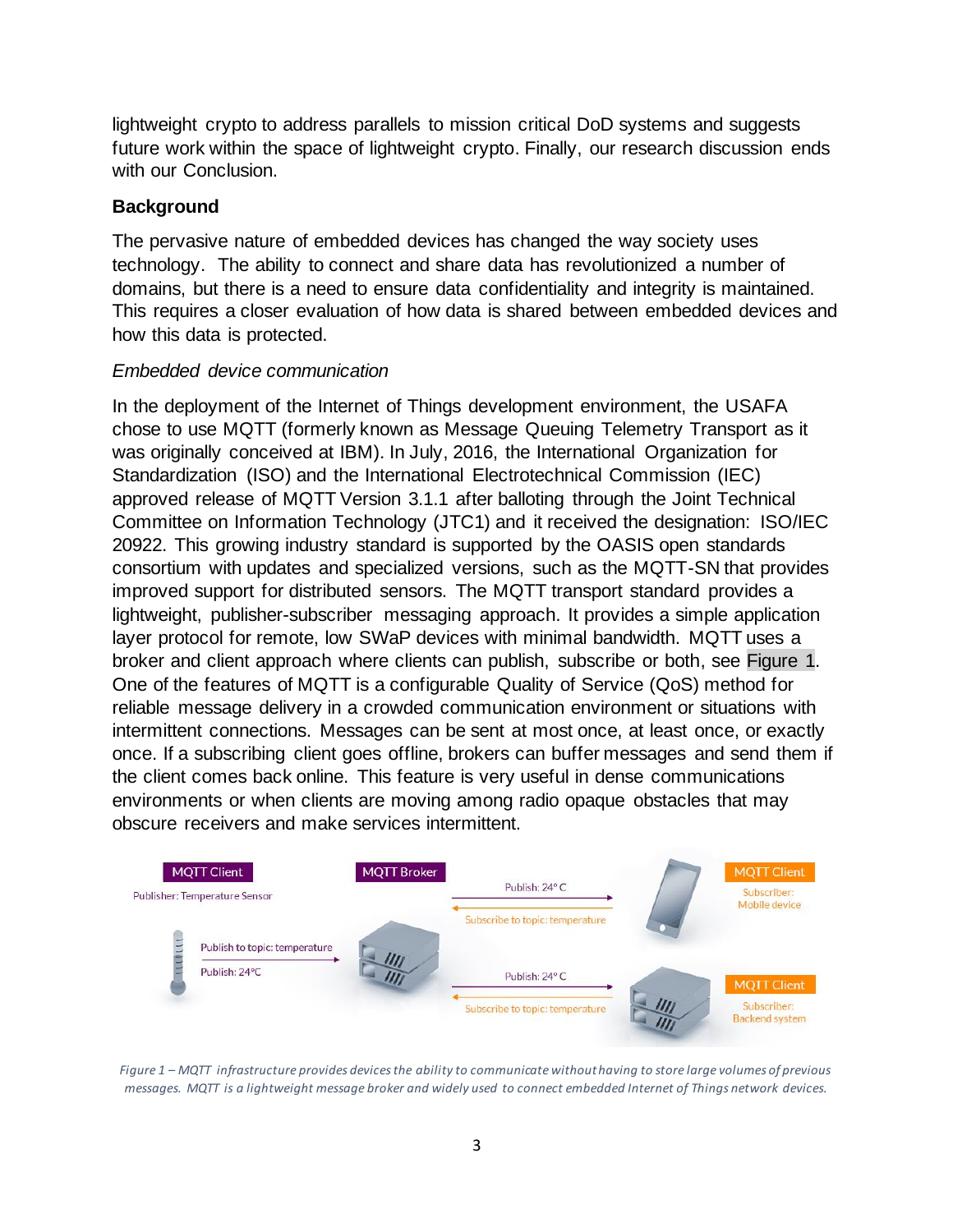lightweight crypto to address parallels to mission critical DoD systems and suggests future work within the space of lightweight crypto. Finally, our research discussion ends with our Conclusion.

## Background

The pervasive nature of embedded devices has changed the way society uses technology. The ability to connect and share data has revolutionized a number of domains, but there is a need to ensure data confidentiality and integrity is maintained. This requires a closer evaluation of how data is shared between embedded devices and how this data is protected.

### *Embedded device communication*

In the deployment of the Internet of Things development environment, the USAFA chose to use MQTT (formerly known as Message Queuing Telemetry Transport as it was originally conceived at IBM). In July, 2016, the International Organization for Standardization (ISO) and the International Electrotechnical Commission (IEC) approved release of MQTT Version 3.1.1 after balloting through the Joint Technical Committee on Information Technology (JTC1) and it received the designation: ISO/IEC 20922. This growing industry standard is supported by the OASIS open standards consortium with updates and specialized versions, such as the MQTT-SN that provides improved support for distributed sensors. The MQTT transport standard provides a lightweight, publisher-subscriber messaging approach. It provides a simple application layer protocol for remote, low SWaP devices with minimal bandwidth. MQTT uses a broker and client approach where clients can publish, subscribe or both, see Figure 1. One of the features of MQTT is a configurable Quality of Service (QoS) method for reliable message delivery in a crowded communication environment or situations with intermittent connections. Messages can be sent at most once, at least once, or exactly once. If a subscribing client goes offline, brokers can buffer messages and send them if the client comes back online. This feature is very useful in dense communications environments or when clients are moving among radio opaque obstacles that may obscure receivers and make services intermittent.

*Figure 1 – MQTT infrastructure provides devices the ability to communicate without having to store large volumes of previous messages. MQTT is a lightweight message broker and widely used to connect embedded Internet of Things network devices.*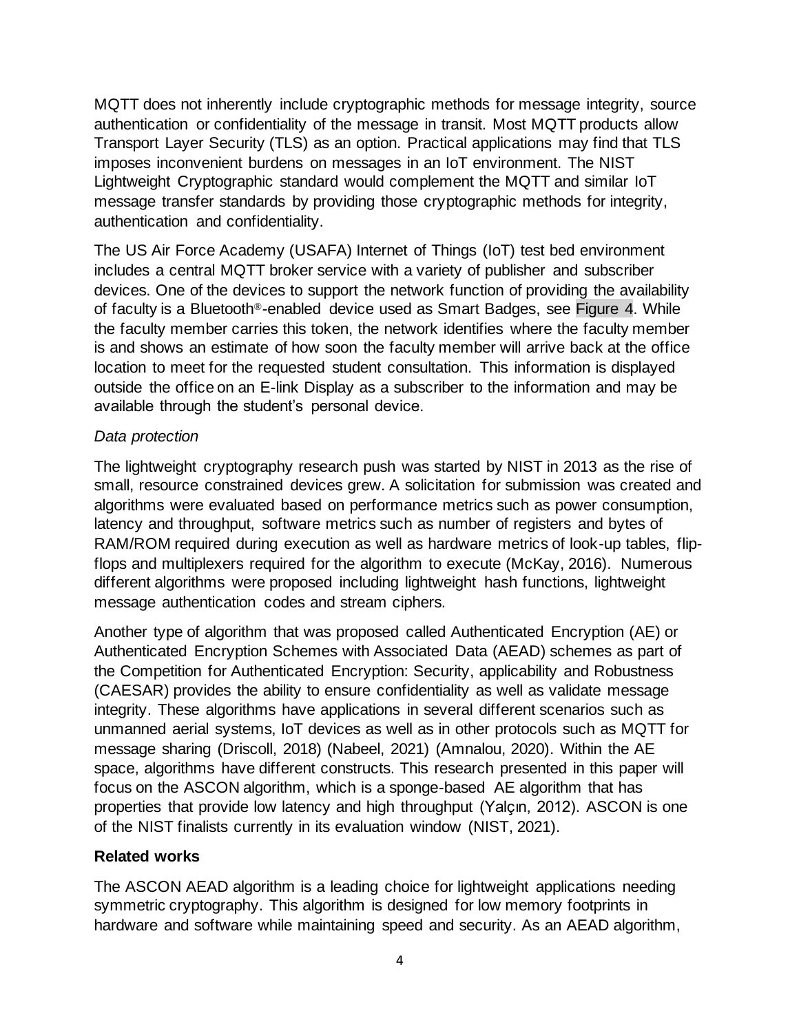MQTT does not inherently include cryptographic methods for message integrity, source authentication or confidentiality of the message in transit. Most MQTT products allow Transport Layer Security (TLS) as an option. Practical applications may find that TLS imposes inconvenient burdens on messages in an IoT environment. The NIST Lightweight Cryptographic standard would complement the MQTT and similar IoT message transfer standards by providing those cryptographic methods for integrity, authentication and confidentiality.

The US Air Force Academy (USAFA) Internet of Things (IoT) test bed environment includes a central MQTT broker service with a variety of publisher and subscriber devices. One of the devices to support the network function of providing the availability of faculty is a Bluetooth®-enabled device used as Smart Badges, see Figure 4. While the faculty member carries this token, the network identifies where the faculty member is and shows an estimate of how soon the faculty member will arrive back at the office location to meet for the requested student consultation. This information is displayed outside the office on an E-link Display as a subscriber to the information and may be available through the student's personal device.

*Data protection*

The lightweight cryptography research push was started by NIST in 2013 as the rise of small, resource constrained devices grew. A solicitation for submission was created and algorithms were evaluated based on performance metrics such as power consumption, latency and throughput, software metrics such as number of registers and bytes of RAM/ROM required during execution as well as hardware metrics of look-up tables, flip-flops and multiplexers required for the algorithm to execute (McKay, 2016). Numerous different algorithms were proposed including lightweight hash functions, lightweight message authentication codes and stream ciphers.

Another type of algorithm that was proposed called Authenticated Encryption (AE) or Authenticated Encryption Schemes with Associated Data (AEAD) schemes as part of the Competition for Authenticated Encryption: Security, applicability and Robustness (CAESAR) provides the ability to ensure confidentiality as well as validate message integrity. These algorithms have applications in several different scenarios such as unmanned aerial systems, IoT devices as well as in other protocols such as MQTT for message sharing (Driscoll, 2018) (Nabeel, 2021) (Amnalou, 2020). Within the AE space, algorithms have different constructs. This research presented in this paper will focus on the ASCON algorithm, which is a sponge-based AE algorithm that has properties that provide low latency and high throughput (Yalçın, 2012). ASCON is one of the NIST finalists currently in its evaluation window (NIST, 2021).

**Related works**

The ASCON AEAD algorithm is a leading choice for lightweight applications needing symmetric cryptography. This algorithm is designed for low memory footprints in hardware and software while maintaining speed and security. As an AEAD algorithm,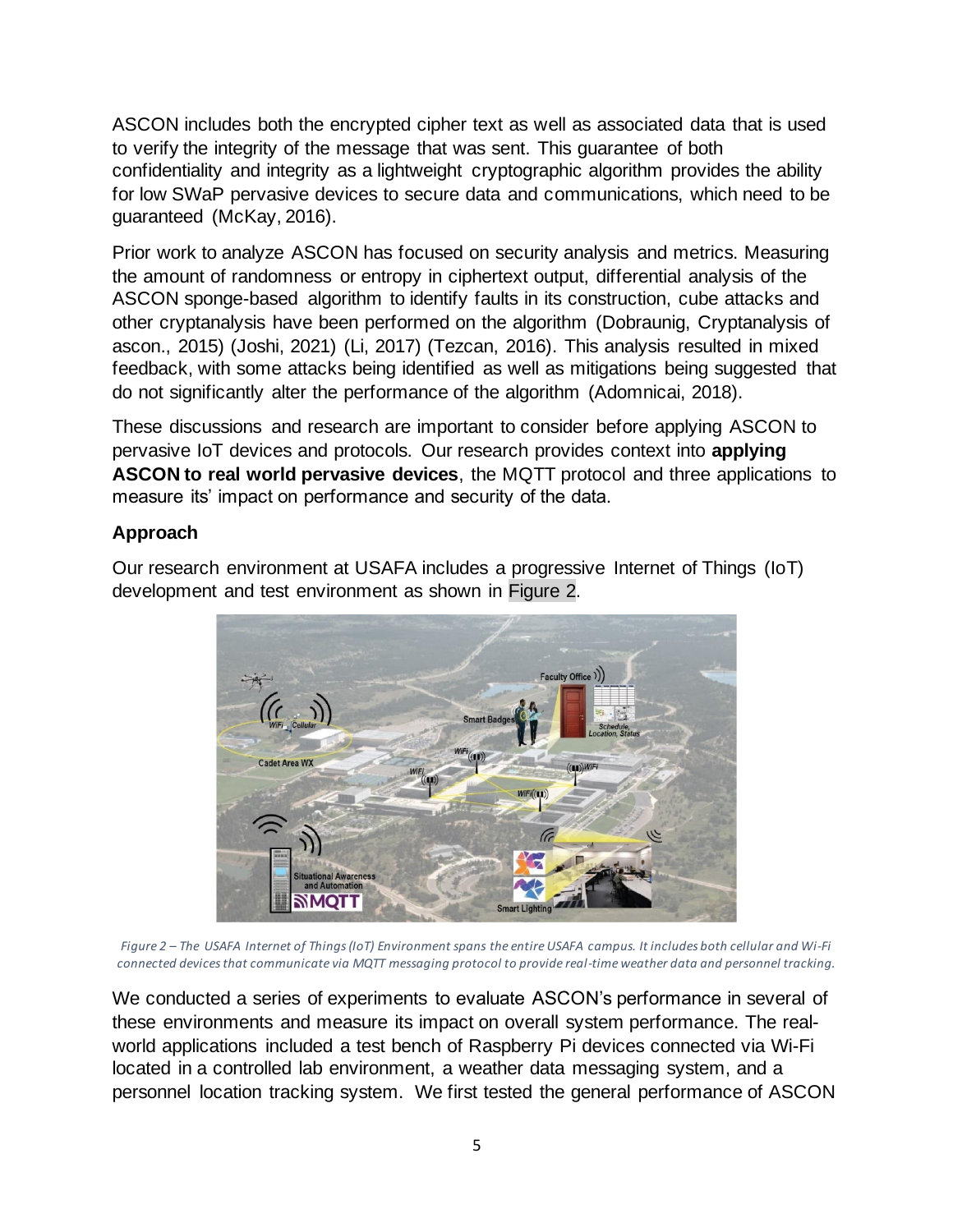ASCON includes both the encrypted cipher text as well as associated data that is used to verify the integrity of the message that was sent. This guarantee of both confidentiality and integrity as a lightweight cryptographic algorithm provides the ability for low SWaP pervasive devices to secure data and communications, which need to be guaranteed (McKay, 2016).

Prior work to analyze ASCON has focused on security analysis and metrics. Measuring the amount of randomness or entropy in ciphertext output, differential analysis of the ASCON sponge-based algorithm to identify faults in its construction, cube attacks and other cryptanalysis have been performed on the algorithm (Dobraunig, Cryptanalysis of ascon., 2015) (Joshi, 2021) (Li, 2017) (Tezcan, 2016). This analysis resulted in mixed feedback, with some attacks being identified as well as mitigations being suggested that do not significantly alter the performance of the algorithm (Adomnicai, 2018).

These discussions and research are important to consider before applying ASCON to pervasive IoT devices and protocols. Our research provides context into **applying ASCON to real world pervasive devices**, the MQTT protocol and three applications to measure its' impact on performance and security of the data.

### Approach

Our research environment at USAFA includes a progressive Internet of Things (IoT) development and test environment as shown in Figure 2.

*Figure 2 – The USAFA Internet of Things (IoT) Environment spans the entire USAFA campus. It includes both cellular and Wi-Fi connected devices that communicate via MQTT messaging protocol to provide real-time weather data and personnel tracking.*

We conducted a series of experiments to evaluate ASCON's performance in several of these environments and measure its impact on overall system performance. The real-world applications included a test bench of Raspberry Pi devices connected via Wi-Fi located in a controlled lab environment, a weather data messaging system, and a personnel location tracking system. We first tested the general performance of ASCON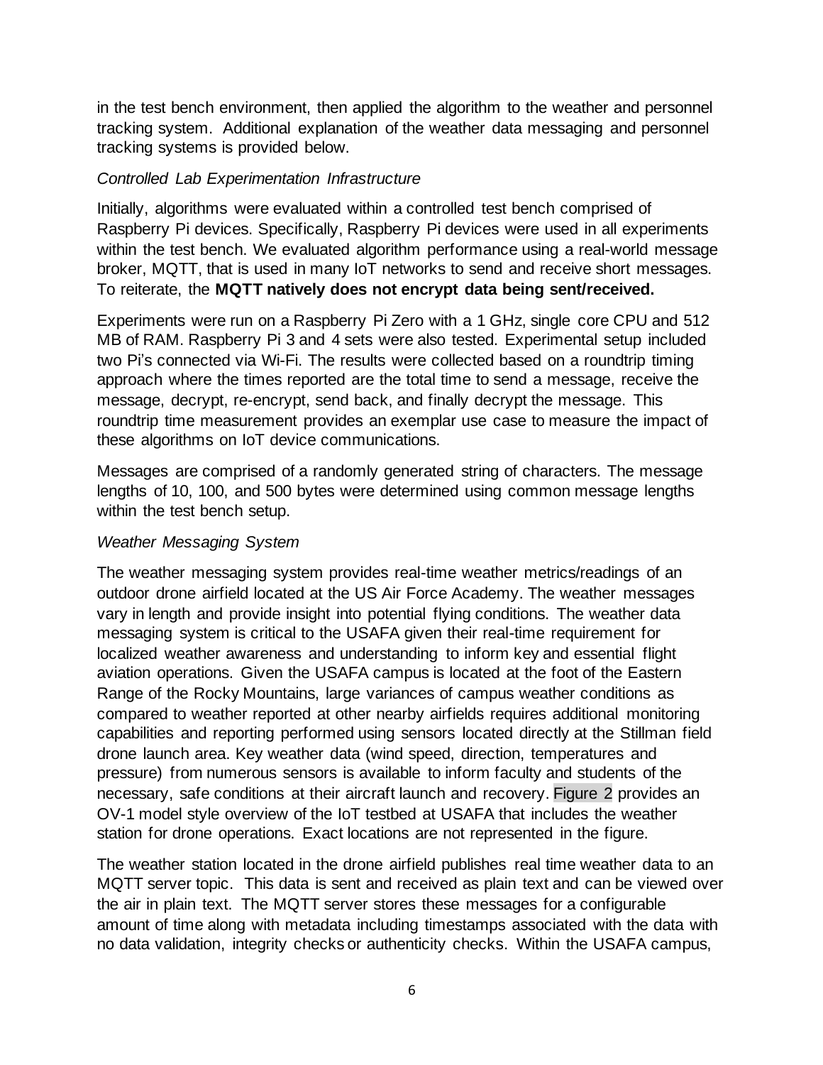in the test bench environment, then applied the algorithm to the weather and personnel tracking system. Additional explanation of the weather data messaging and personnel tracking systems is provided below.

*Controlled Lab Experimentation Infrastructure*

Initially, algorithms were evaluated within a controlled test bench comprised of Raspberry Pi devices. Specifically, Raspberry Pi devices were used in all experiments within the test bench. We evaluated algorithm performance using a real-world message broker, MQTT, that is used in many IoT networks to send and receive short messages. To reiterate, the **MQTT natively does not encrypt data being sent/received.**

Experiments were run on a Raspberry Pi Zero with a 1 GHz, single core CPU and 512 MB of RAM. Raspberry Pi 3 and 4 sets were also tested. Experimental setup included two Pi's connected via Wi-Fi. The results were collected based on a roundtrip timing approach where the times reported are the total time to send a message, receive the message, decrypt, re-encrypt, send back, and finally decrypt the message. This roundtrip time measurement provides an exemplar use case to measure the impact of these algorithms on IoT device communications.

Messages are comprised of a randomly generated string of characters. The message lengths of 10, 100, and 500 bytes were determined using common message lengths within the test bench setup.

*Weather Messaging System*

The weather messaging system provides real-time weather metrics/readings of an outdoor drone airfield located at the US Air Force Academy. The weather messages vary in length and provide insight into potential flying conditions. The weather data messaging system is critical to the USAFA given their real-time requirement for localized weather awareness and understanding to inform key and essential flight aviation operations. Given the USAFA campus is located at the foot of the Eastern Range of the Rocky Mountains, large variances of campus weather conditions as compared to weather reported at other nearby airfields requires additional monitoring capabilities and reporting performed using sensors located directly at the Stillman field drone launch area. Key weather data (wind speed, direction, temperatures and pressure) from numerous sensors is available to inform faculty and students of the necessary, safe conditions at their aircraft launch and recovery. Figure 2 provides an OV-1 model style overview of the IoT testbed at USAFA that includes the weather station for drone operations. Exact locations are not represented in the figure.

The weather station located in the drone airfield publishes real time weather data to an MQTT server topic. This data is sent and received as plain text and can be viewed over the air in plain text. The MQTT server stores these messages for a configurable amount of time along with metadata including timestamps associated with the data with no data validation, integrity checks or authenticity checks. Within the USAFA campus,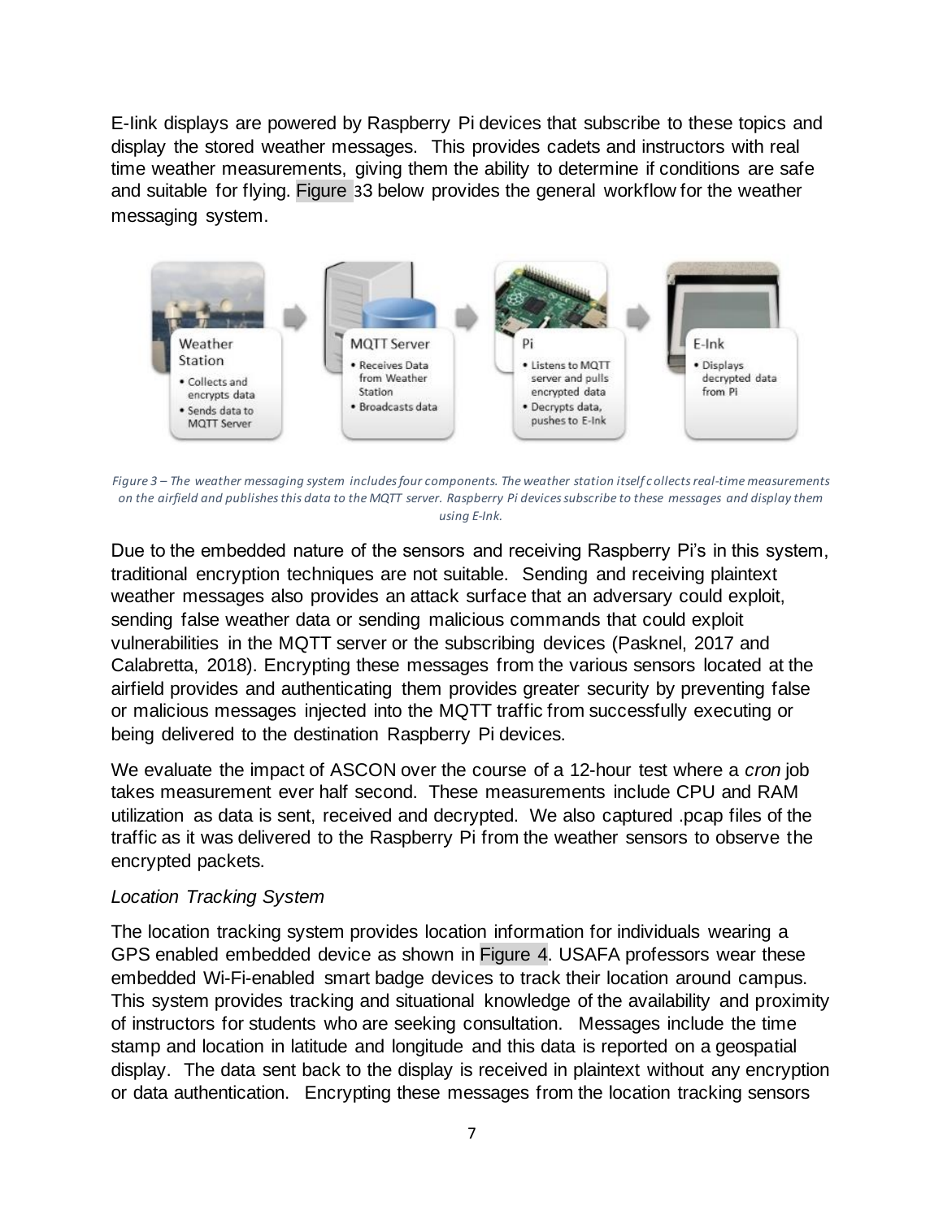E-Iink displays are powered by Raspberry Pi devices that subscribe to these topics and display the stored weather messages. This provides cadets and instructors with real time weather measurements, giving them the ability to determine if conditions are safe and suitable for flying. Figure 33 below provides the general workflow for the weather messaging system.

Weather Station
- Collects and encrypts data
- Sends data to MQTT Server

MQTT Server
- Receives Data from Weather Station
- Broadcasts data

Pi
- Listens to MQTT server and pulls encrypted data
- Decrypts data, pushes to E-Ink

E-Ink
- Displays decrypted data from Pi

*Figure 3 – The weather messaging system includes four components. The weather station itself collects real-time measurements on the airfield and publishes this data to the MQTT server. Raspberry Pi devices subscribe to these messages and display them using E-Ink.*

Due to the embedded nature of the sensors and receiving Raspberry Pi's in this system, traditional encryption techniques are not suitable. Sending and receiving plaintext weather messages also provides an attack surface that an adversary could exploit, sending false weather data or sending malicious commands that could exploit vulnerabilities in the MQTT server or the subscribing devices (Pasknel, 2017 and Calabretta, 2018). Encrypting these messages from the various sensors located at the airfield provides and authenticating them provides greater security by preventing false or malicious messages injected into the MQTT traffic from successfully executing or being delivered to the destination Raspberry Pi devices.

We evaluate the impact of ASCON over the course of a 12-hour test where a *cron* job takes measurement ever half second. These measurements include CPU and RAM utilization as data is sent, received and decrypted. We also captured .pcap files of the traffic as it was delivered to the Raspberry Pi from the weather sensors to observe the encrypted packets.

*Location Tracking System*

The location tracking system provides location information for individuals wearing a GPS enabled embedded device as shown in Figure 4. USAFA professors wear these embedded Wi-Fi-enabled smart badge devices to track their location around campus. This system provides tracking and situational knowledge of the availability and proximity of instructors for students who are seeking consultation. Messages include the time stamp and location in latitude and longitude and this data is reported on a geospatial display. The data sent back to the display is received in plaintext without any encryption or data authentication. Encrypting these messages from the location tracking sensors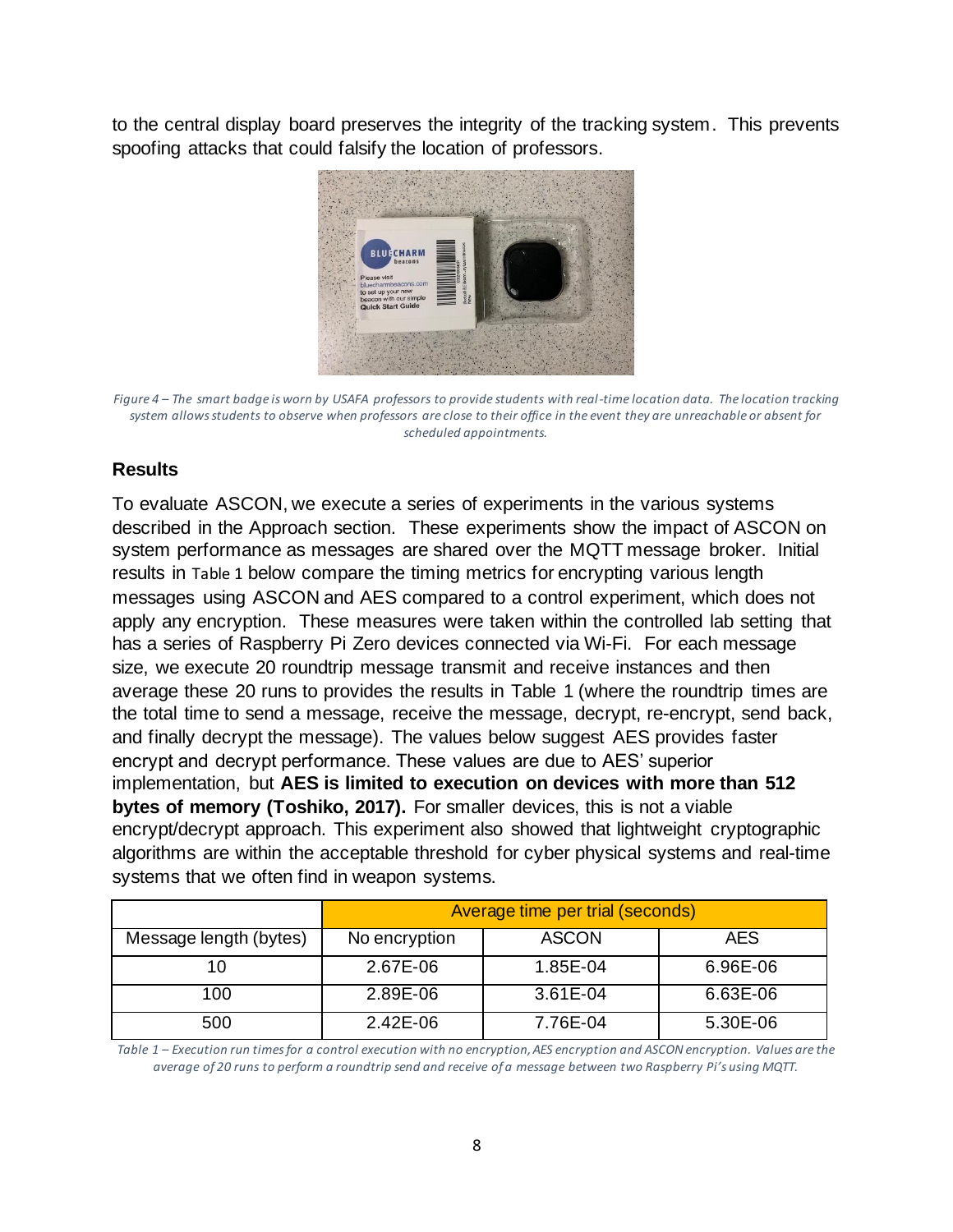to the central display board preserves the integrity of the tracking system. This prevents spoofing attacks that could falsify the location of professors.

*Figure 4 – The smart badge is worn by USAFA professors to provide students with real-time location data. The location tracking system allows students to observe when professors are close to their office in the event they are unreachable or absent for scheduled appointments.*

## Results

To evaluate ASCON, we execute a series of experiments in the various systems described in the Approach section. These experiments show the impact of ASCON on system performance as messages are shared over the MQTT message broker. Initial results in Table 1 below compare the timing metrics for encrypting various length messages using ASCON and AES compared to a control experiment, which does not apply any encryption. These measures were taken within the controlled lab setting that has a series of Raspberry Pi Zero devices connected via Wi-Fi. For each message size, we execute 20 roundtrip message transmit and receive instances and then average these 20 runs to provides the results in Table 1 (where the roundtrip times are the total time to send a message, receive the message, decrypt, re-encrypt, send back, and finally decrypt the message). The values below suggest AES provides faster encrypt and decrypt performance. These values are due to AES' superior implementation, but **AES is limited to execution on devices with more than 512 bytes of memory (Toshiko, 2017).** For smaller devices, this is not a viable encrypt/decrypt approach. This experiment also showed that lightweight cryptographic algorithms are within the acceptable threshold for cyber physical systems and real-time systems that we often find in weapon systems.

| | Average time per trial (seconds) | | |
|---|---|---|---|
| Message length (bytes) | No encryption | ASCON | AES |
| 10 | 2.67E-06 | 1.85E-04 | 6.96E-06 |
| 100 | 2.89E-06 | 3.61E-04 | 6.63E-06 |
| 500 | 2.42E-06 | 7.76E-04 | 5.30E-06 |

*Table 1 – Execution run times for a control execution with no encryption, AES encryption and ASCON encryption. Values are the average of 20 runs to perform a roundtrip send and receive of a message between two Raspberry Pi's using MQTT.*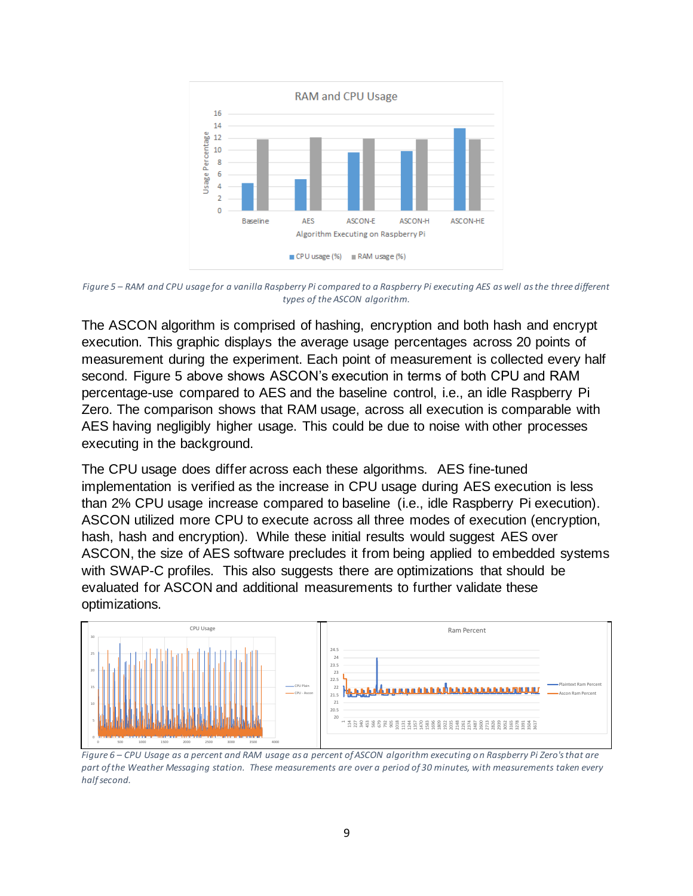*Figure 5 – RAM and CPU usage for a vanilla Raspberry Pi compared to a Raspberry Pi executing AES as well as the three different types of the ASCON algorithm.*

The ASCON algorithm is comprised of hashing, encryption and both hash and encrypt execution. This graphic displays the average usage percentages across 20 points of measurement during the experiment. Each point of measurement is collected every half second. Figure 5 above shows ASCON's execution in terms of both CPU and RAM percentage-use compared to AES and the baseline control, i.e., an idle Raspberry Pi Zero. The comparison shows that RAM usage, across all execution is comparable with AES having negligibly higher usage. This could be due to noise with other processes executing in the background.

The CPU usage does differ across each these algorithms. AES fine-tuned implementation is verified as the increase in CPU usage during AES execution is less than 2% CPU usage increase compared to baseline (i.e., idle Raspberry Pi execution). ASCON utilized more CPU to execute across all three modes of execution (encryption, hash, hash and encryption). While these initial results would suggest AES over ASCON, the size of AES software precludes it from being applied to embedded systems with SWAP-C profiles. This also suggests there are optimizations that should be evaluated for ASCON and additional measurements to further validate these optimizations.

*Figure 6 – CPU Usage as a percent and RAM usage as a percent of ASCON algorithm executing on Raspberry Pi Zero's that are part of the Weather Messaging station. These measurements are over a period of 30 minutes, with measurements taken every half second.*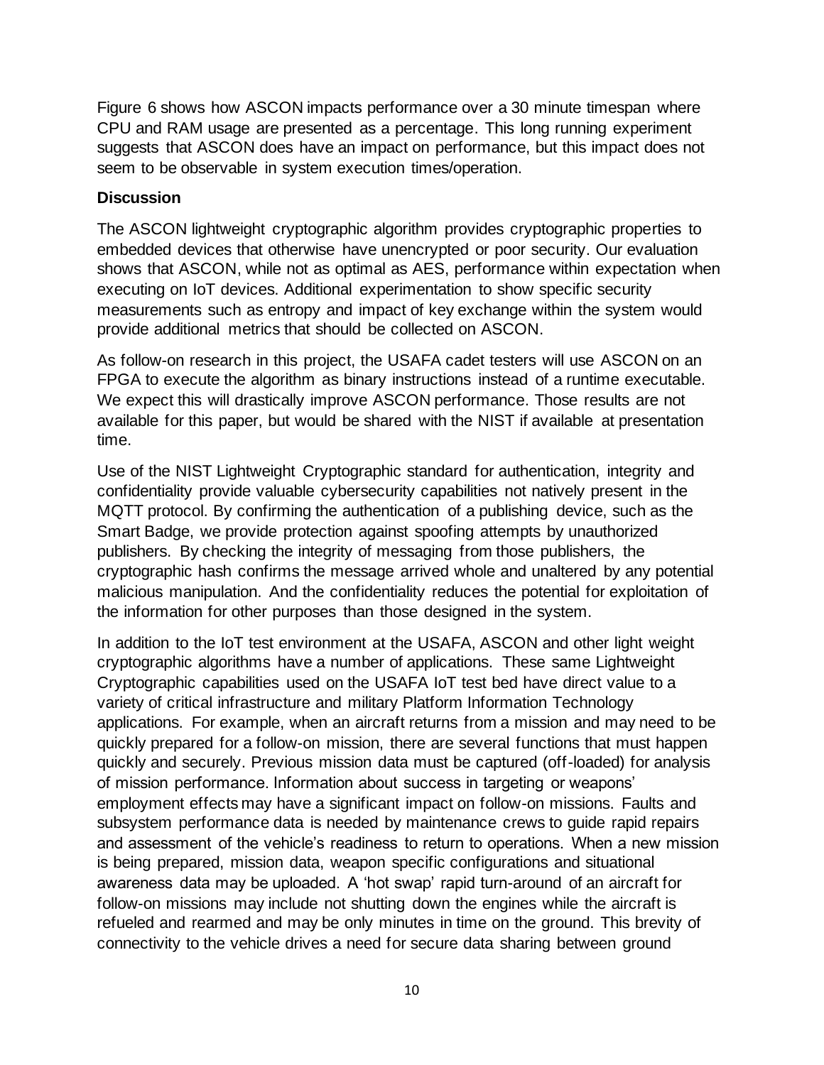Figure 6 shows how ASCON impacts performance over a 30 minute timespan where CPU and RAM usage are presented as a percentage. This long running experiment suggests that ASCON does have an impact on performance, but this impact does not seem to be observable in system execution times/operation.

**Discussion**

The ASCON lightweight cryptographic algorithm provides cryptographic properties to embedded devices that otherwise have unencrypted or poor security. Our evaluation shows that ASCON, while not as optimal as AES, performance within expectation when executing on IoT devices. Additional experimentation to show specific security measurements such as entropy and impact of key exchange within the system would provide additional metrics that should be collected on ASCON.

As follow-on research in this project, the USAFA cadet testers will use ASCON on an FPGA to execute the algorithm as binary instructions instead of a runtime executable. We expect this will drastically improve ASCON performance. Those results are not available for this paper, but would be shared with the NIST if available at presentation time.

Use of the NIST Lightweight Cryptographic standard for authentication, integrity and confidentiality provide valuable cybersecurity capabilities not natively present in the MQTT protocol. By confirming the authentication of a publishing device, such as the Smart Badge, we provide protection against spoofing attempts by unauthorized publishers. By checking the integrity of messaging from those publishers, the cryptographic hash confirms the message arrived whole and unaltered by any potential malicious manipulation. And the confidentiality reduces the potential for exploitation of the information for other purposes than those designed in the system.

In addition to the IoT test environment at the USAFA, ASCON and other light weight cryptographic algorithms have a number of applications. These same Lightweight Cryptographic capabilities used on the USAFA IoT test bed have direct value to a variety of critical infrastructure and military Platform Information Technology applications. For example, when an aircraft returns from a mission and may need to be quickly prepared for a follow-on mission, there are several functions that must happen quickly and securely. Previous mission data must be captured (off-loaded) for analysis of mission performance. Information about success in targeting or weapons' employment effects may have a significant impact on follow-on missions. Faults and subsystem performance data is needed by maintenance crews to guide rapid repairs and assessment of the vehicle's readiness to return to operations. When a new mission is being prepared, mission data, weapon specific configurations and situational awareness data may be uploaded. A 'hot swap' rapid turn-around of an aircraft for follow-on missions may include not shutting down the engines while the aircraft is refueled and rearmed and may be only minutes in time on the ground. This brevity of connectivity to the vehicle drives a need for secure data sharing between ground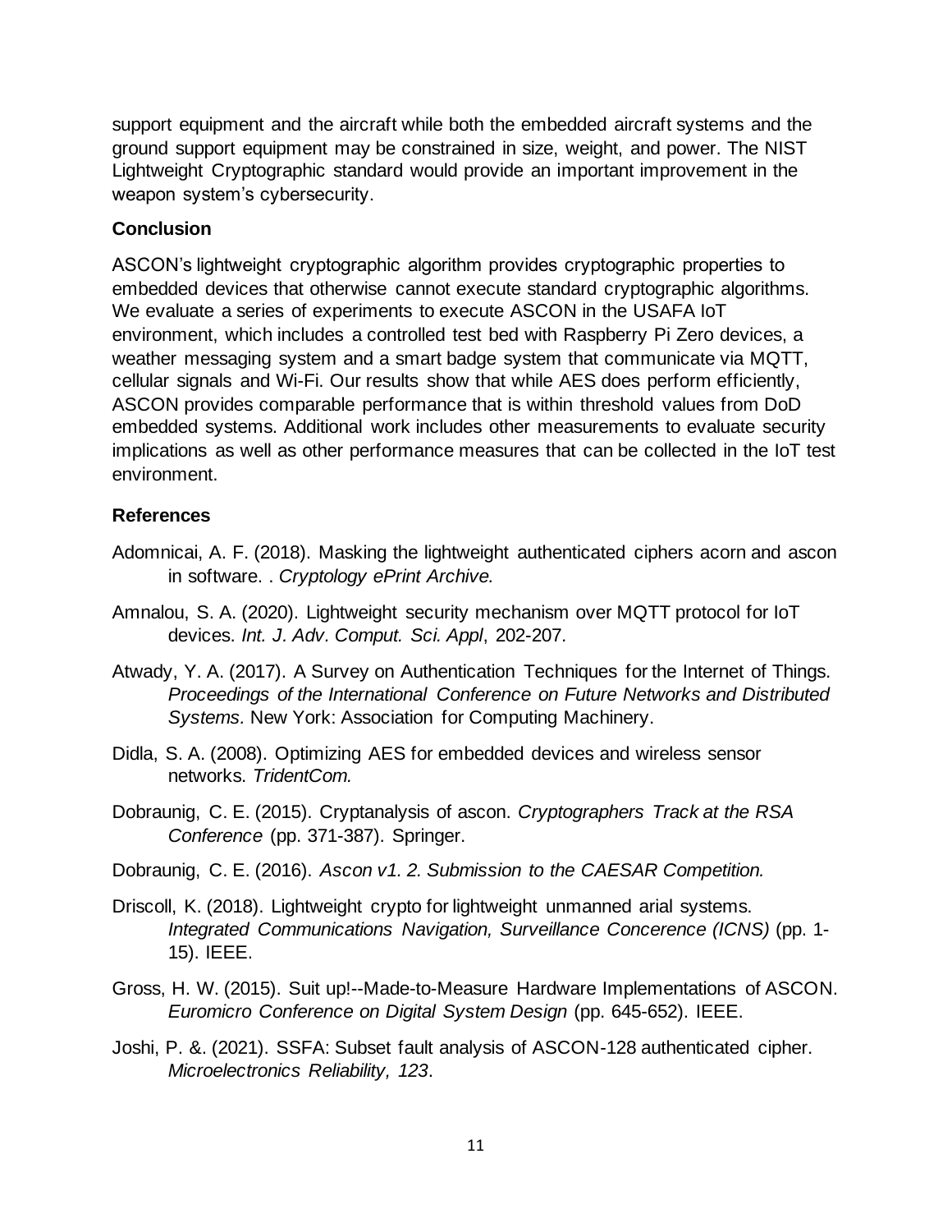support equipment and the aircraft while both the embedded aircraft systems and the ground support equipment may be constrained in size, weight, and power. The NIST Lightweight Cryptographic standard would provide an important improvement in the weapon system's cybersecurity.

## Conclusion

ASCON's lightweight cryptographic algorithm provides cryptographic properties to embedded devices that otherwise cannot execute standard cryptographic algorithms. We evaluate a series of experiments to execute ASCON in the USAFA IoT environment, which includes a controlled test bed with Raspberry Pi Zero devices, a weather messaging system and a smart badge system that communicate via MQTT, cellular signals and Wi-Fi. Our results show that while AES does perform efficiently, ASCON provides comparable performance that is within threshold values from DoD embedded systems. Additional work includes other measurements to evaluate security implications as well as other performance measures that can be collected in the IoT test environment.

## References

Adomnicai, A. F. (2018). Masking the lightweight authenticated ciphers acorn and ascon in software. . *Cryptology ePrint Archive.*

Amnalou, S. A. (2020). Lightweight security mechanism over MQTT protocol for IoT devices. *Int. J. Adv. Comput. Sci. Appl*, 202-207.

Atwady, Y. A. (2017). A Survey on Authentication Techniques for the Internet of Things. *Proceedings of the International Conference on Future Networks and Distributed Systems.* New York: Association for Computing Machinery.

Didla, S. A. (2008). Optimizing AES for embedded devices and wireless sensor networks. *TridentCom.*

Dobraunig, C. E. (2015). Cryptanalysis of ascon. *Cryptographers Track at the RSA Conference* (pp. 371-387). Springer.

Dobraunig, C. E. (2016). *Ascon v1. 2. Submission to the CAESAR Competition.*

Driscoll, K. (2018). Lightweight crypto for lightweight unmanned arial systems. *Integrated Communications Navigation, Surveillance Concerence (ICNS)* (pp. 1-15). IEEE.

Gross, H. W. (2015). Suit up!--Made-to-Measure Hardware Implementations of ASCON. *Euromicro Conference on Digital System Design* (pp. 645-652). IEEE.

Joshi, P. &. (2021). SSFA: Subset fault analysis of ASCON-128 authenticated cipher. *Microelectronics Reliability, 123*.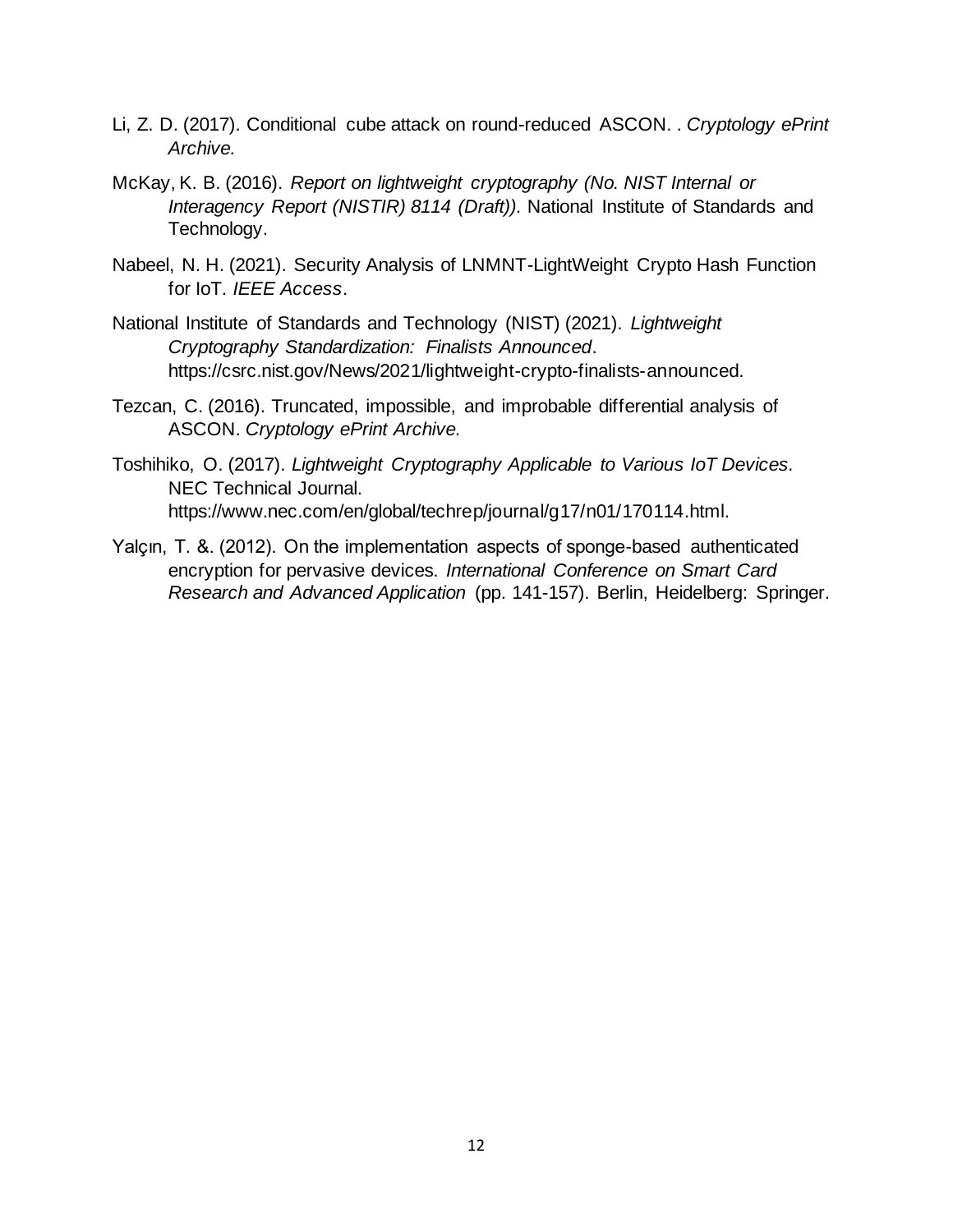Li, Z. D. (2017). Conditional cube attack on round-reduced ASCON. . *Cryptology ePrint Archive.*

McKay, K. B. (2016). *Report on lightweight cryptography (No. NIST Internal or Interagency Report (NISTIR) 8114 (Draft)).* National Institute of Standards and Technology.

Nabeel, N. H. (2021). Security Analysis of LNMNT-LightWeight Crypto Hash Function for IoT. *IEEE Access*.

National Institute of Standards and Technology (NIST) (2021). *Lightweight Cryptography Standardization: Finalists Announced*. https://csrc.nist.gov/News/2021/lightweight-crypto-finalists-announced.

Tezcan, C. (2016). Truncated, impossible, and improbable differential analysis of ASCON. *Cryptology ePrint Archive.*

Toshihiko, O. (2017). *Lightweight Cryptography Applicable to Various IoT Devices.* NEC Technical Journal. https://www.nec.com/en/global/techrep/journal/g17/n01/170114.html.

Yalçın, T. &. (2012). On the implementation aspects of sponge-based authenticated encryption for pervasive devices. *International Conference on Smart Card Research and Advanced Application* (pp. 141-157). Berlin, Heidelberg: Springer.